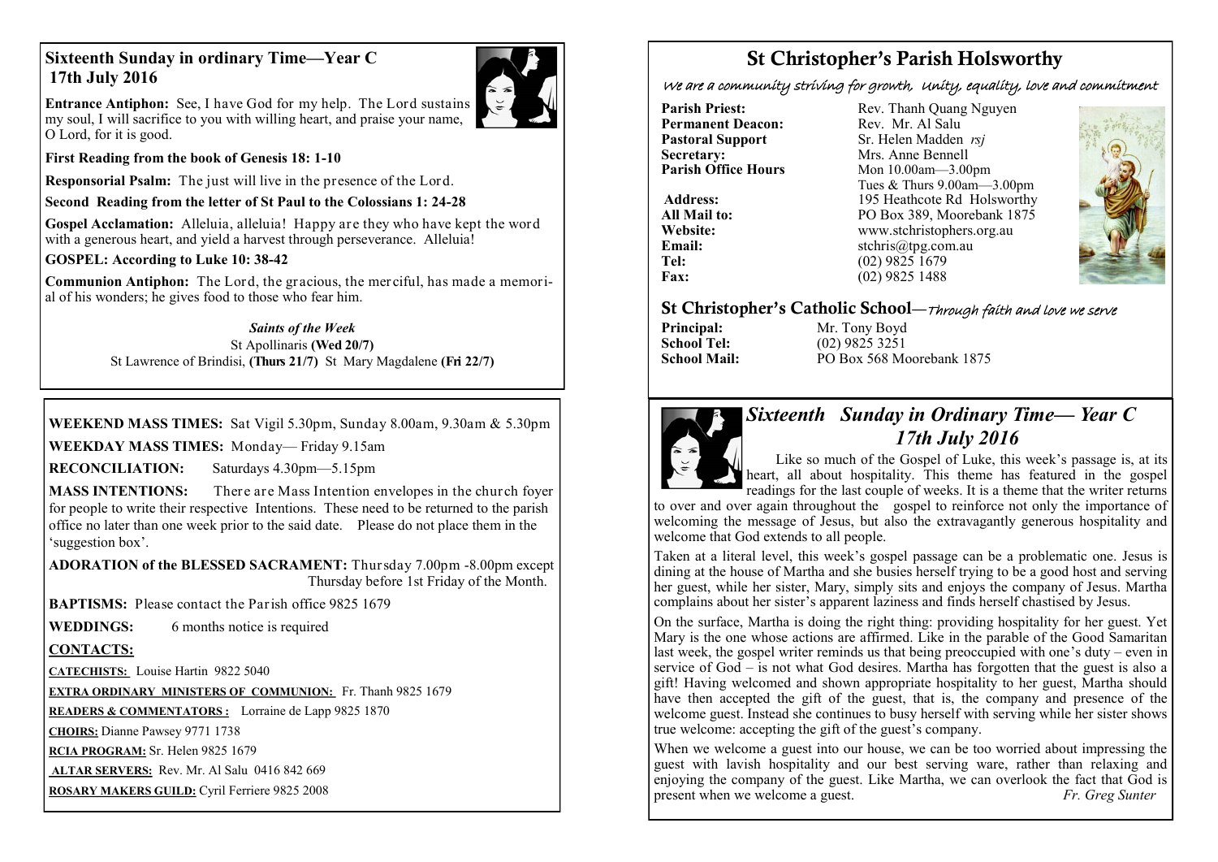## Sixteenth Sunday in ordinary Time—Year C
## 17th July 2016

**Entrance Antiphon:** See, I have God for my help. The Lord sustains my soul, I will sacrifice to you with willing heart, and praise your name, O Lord, for it is good.

**First Reading from the book of Genesis 18: 1-10**

**Responsorial Psalm:** The just will live in the presence of the Lord.

**Second Reading from the letter of St Paul to the Colossians 1: 24-28**

**Gospel Acclamation:** Alleluia, alleluia! Happy are they who have kept the word with a generous heart, and yield a harvest through perseverance. Alleluia!

**GOSPEL: According to Luke 10: 38-42**

**Communion Antiphon:** The Lord, the gracious, the merciful, has made a memorial of his wonders; he gives food to those who fear him.

***Saints of the Week***

St Apollinaris **(Wed 20/7)**

St Lawrence of Brindisi, **(Thurs 21/7)** St Mary Magdalene **(Fri 22/7)**

**WEEKEND MASS TIMES:** Sat Vigil 5.30pm, Sunday 8.00am, 9.30am & 5.30pm

**WEEKDAY MASS TIMES:** Monday— Friday 9.15am

**RECONCILIATION:** Saturdays 4.30pm—5.15pm

**MASS INTENTIONS:** There are Mass Intention envelopes in the church foyer for people to write their respective Intentions. These need to be returned to the parish office no later than one week prior to the said date. Please do not place them in the 'suggestion box'.

**ADORATION of the BLESSED SACRAMENT:** Thursday 7.00pm -8.00pm except Thursday before 1st Friday of the Month.

**BAPTISMS:** Please contact the Parish office 9825 1679

**WEDDINGS:** 6 months notice is required

**CONTACTS:**

**CATECHISTS:** Louise Hartin 9822 5040

**EXTRA ORDINARY MINISTERS OF COMMUNION:** Fr. Thanh 9825 1679

**READERS & COMMENTATORS :** Lorraine de Lapp 9825 1870

**CHOIRS:** Dianne Pawsey 9771 1738

**RCIA PROGRAM:** Sr. Helen 9825 1679

**ALTAR SERVERS:** Rev. Mr. Al Salu 0416 842 669

**ROSARY MAKERS GUILD:** Cyril Ferriere 9825 2008

# St Christopher's Parish Holsworthy

*We are a community striving for growth, Unity, equality, love and commitment*

**Parish Priest:** Rev. Thanh Quang Nguyen
**Permanent Deacon:** Rev. Mr. Al Salu
**Pastoral Support** Sr. Helen Madden *rsj*
**Secretary:** Mrs. Anne Bennell
**Parish Office Hours** Mon 10.00am—3.00pm
Tues & Thurs 9.00am—3.00pm
**Address:** 195 Heathcote Rd Holsworthy
**All Mail to:** PO Box 389, Moorebank 1875
**Website:** www.stchristophers.org.au
**Email:** stchris@tpg.com.au
**Tel:** (02) 9825 1679
**Fax:** (02) 9825 1488

## St Christopher's Catholic School—*Through faith and love we serve*

**Principal:** Mr. Tony Boyd
**School Tel:** (02) 9825 3251
**School Mail:** PO Box 568 Moorebank 1875

## *Sixteenth Sunday in Ordinary Time— Year C*
## *17th July 2016*

Like so much of the Gospel of Luke, this week's passage is, at its heart, all about hospitality. This theme has featured in the gospel readings for the last couple of weeks. It is a theme that the writer returns to over and over again throughout the gospel to reinforce not only the importance of welcoming the message of Jesus, but also the extravagantly generous hospitality and welcome that God extends to all people.

Taken at a literal level, this week's gospel passage can be a problematic one. Jesus is dining at the house of Martha and she busies herself trying to be a good host and serving her guest, while her sister, Mary, simply sits and enjoys the company of Jesus. Martha complains about her sister's apparent laziness and finds herself chastised by Jesus.

On the surface, Martha is doing the right thing: providing hospitality for her guest. Yet Mary is the one whose actions are affirmed. Like in the parable of the Good Samaritan last week, the gospel writer reminds us that being preoccupied with one's duty – even in service of God – is not what God desires. Martha has forgotten that the guest is also a gift! Having welcomed and shown appropriate hospitality to her guest, Martha should have then accepted the gift of the guest, that is, the company and presence of the welcome guest. Instead she continues to busy herself with serving while her sister shows true welcome: accepting the gift of the guest's company.

When we welcome a guest into our house, we can be too worried about impressing the guest with lavish hospitality and our best serving ware, rather than relaxing and enjoying the company of the guest. Like Martha, we can overlook the fact that God is present when we welcome a guest. *Fr. Greg Sunter*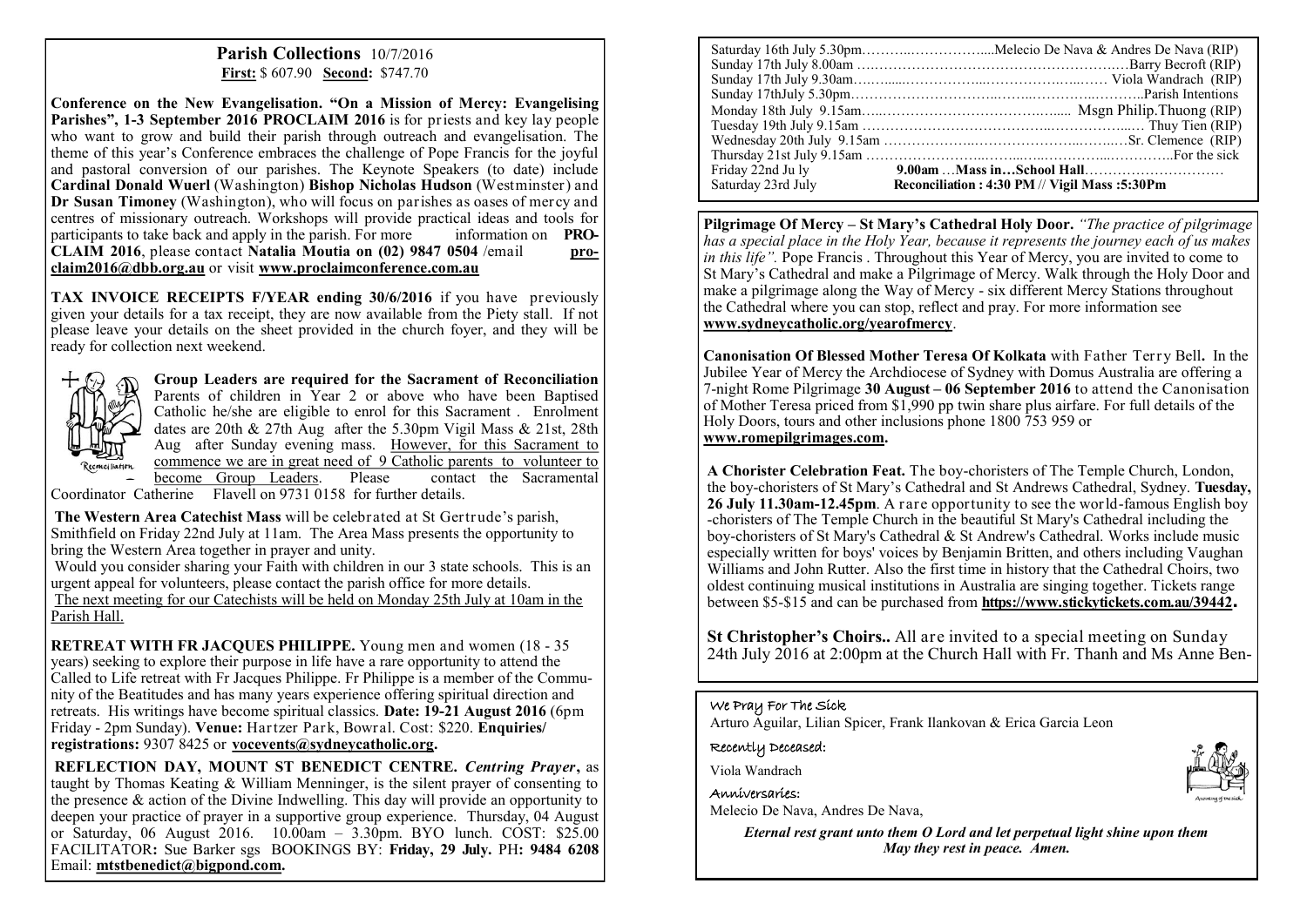## Parish Collections 10/7/2016

**First:** $ 607.90 **Second:** $747.70

**Conference on the New Evangelisation. "On a Mission of Mercy: Evangelising Parishes", 1-3 September 2016 PROCLAIM 2016** is for priests and key lay people who want to grow and build their parish through outreach and evangelisation. The theme of this year's Conference embraces the challenge of Pope Francis for the joyful and pastoral conversion of our parishes. The Keynote Speakers (to date) include **Cardinal Donald Wuerl** (Washington) **Bishop Nicholas Hudson** (Westminster) and **Dr Susan Timoney** (Washington), who will focus on parishes as oases of mercy and centres of missionary outreach. Workshops will provide practical ideas and tools for participants to take back and apply in the parish. For more information on **PROCLAIM 2016**, please contact **Natalia Moutia on (02) 9847 0504** /email **proclaim2016@dbb.org.au** or visit **www.proclaimconference.com.au**

**TAX INVOICE RECEIPTS F/YEAR ending 30/6/2016** if you have previously given your details for a tax receipt, they are now available from the Piety stall. If not please leave your details on the sheet provided in the church foyer, and they will be ready for collection next weekend.

**Group Leaders are required for the Sacrament of Reconciliation** Parents of children in Year 2 or above who have been Baptised Catholic he/she are eligible to enrol for this Sacrament . Enrolment dates are 20th & 27th Aug after the 5.30pm Vigil Mass & 21st, 28th Aug after Sunday evening mass. However, for this Sacrament to commence we are in great need of 9 Catholic parents to volunteer to become Group Leaders. Please contact the Sacramental Coordinator Catherine Flavell on 9731 0158 for further details.

**The Western Area Catechist Mass** will be celebrated at St Gertrude's parish, Smithfield on Friday 22nd July at 11am. The Area Mass presents the opportunity to bring the Western Area together in prayer and unity.

Would you consider sharing your Faith with children in our 3 state schools. This is an urgent appeal for volunteers, please contact the parish office for more details.

The next meeting for our Catechists will be held on Monday 25th July at 10am in the Parish Hall.

**RETREAT WITH FR JACQUES PHILIPPE.** Young men and women (18 - 35 years) seeking to explore their purpose in life have a rare opportunity to attend the Called to Life retreat with Fr Jacques Philippe. Fr Philippe is a member of the Community of the Beatitudes and has many years experience offering spiritual direction and retreats. His writings have become spiritual classics. **Date: 19-21 August 2016** (6pm Friday - 2pm Sunday). **Venue:** Hartzer Park, Bowral. Cost: $220. **Enquiries/ registrations:** 9307 8425 or **vocevents@sydneycatholic.org.**

**REFLECTION DAY, MOUNT ST BENEDICT CENTRE.** ***Centring Prayer*****,** as taught by Thomas Keating & William Menninger, is the silent prayer of consenting to the presence & action of the Divine Indwelling. This day will provide an opportunity to deepen your practice of prayer in a supportive group experience. Thursday, 04 August or Saturday, 06 August 2016. 10.00am – 3.30pm. BYO lunch. COST: $25.00 FACILITATOR**:** Sue Barker sgs BOOKINGS BY: **Friday, 29 July.** PH**: 9484 6208** Email: **mtstbenedict@bigpond.com.**

| | |
|---|---|
| Saturday 16th July 5.30pm | Melecio De Nava & Andres De Nava (RIP) |
| Sunday 17th July 8.00am | Barry Becroft (RIP) |
| Sunday 17th July 9.30am | Viola Wandrach (RIP) |
| Sunday 17thJuly 5.30pm | Parish Intentions |
| Monday 18th July 9.15am | Msgn Philip.Thuong (RIP) |
| Tuesday 19th July 9.15am | Thuy Tien (RIP) |
| Wednesday 20th July 9.15am | Sr. Clemence (RIP) |
| Thursday 21st July 9.15am | For the sick |
| Friday 22nd Ju ly | **9.00am …Mass in…School Hall** |
| Saturday 23rd July | **Reconciliation : 4:30 PM // Vigil Mass :5:30Pm** |

**Pilgrimage Of Mercy – St Mary's Cathedral Holy Door.** *"The practice of pilgrimage has a special place in the Holy Year, because it represents the journey each of us makes in this life".* Pope Francis . Throughout this Year of Mercy, you are invited to come to St Mary's Cathedral and make a Pilgrimage of Mercy. Walk through the Holy Door and make a pilgrimage along the Way of Mercy - six different Mercy Stations throughout the Cathedral where you can stop, reflect and pray. For more information see **www.sydneycatholic.org/yearofmercy**.

**Canonisation Of Blessed Mother Teresa Of Kolkata** with Father Terry Bell**.** In the Jubilee Year of Mercy the Archdiocese of Sydney with Domus Australia are offering a 7-night Rome Pilgrimage **30 August – 06 September 2016** to attend the Canonisation of Mother Teresa priced from $1,990 pp twin share plus airfare. For full details of the Holy Doors, tours and other inclusions phone 1800 753 959 or **www.romepilgrimages.com.**

**A Chorister Celebration Feat.** The boy-choristers of The Temple Church, London, the boy-choristers of St Mary's Cathedral and St Andrews Cathedral, Sydney. **Tuesday, 26 July 11.30am-12.45pm**. A rare opportunity to see the world-famous English boy -choristers of The Temple Church in the beautiful St Mary's Cathedral including the boy-choristers of St Mary's Cathedral & St Andrew's Cathedral. Works include music especially written for boys' voices by Benjamin Britten, and others including Vaughan Williams and John Rutter. Also the first time in history that the Cathedral Choirs, two oldest continuing musical institutions in Australia are singing together. Tickets range between $5-$15 and can be purchased from **https://www.stickytickets.com.au/39442.**

**St Christopher's Choirs..** All are invited to a special meeting on Sunday 24th July 2016 at 2:00pm at the Church Hall with Fr. Thanh and Ms Anne Ben-

### We Pray For The Sick

Arturo Aguilar, Lilian Spicer, Frank Ilankovan & Erica Garcia Leon

### Recently Deceased:

Viola Wandrach

### Anniversaries:

Melecio De Nava, Andres De Nava,

***Eternal rest grant unto them O Lord and let perpetual light shine upon them May they rest in peace. Amen.***